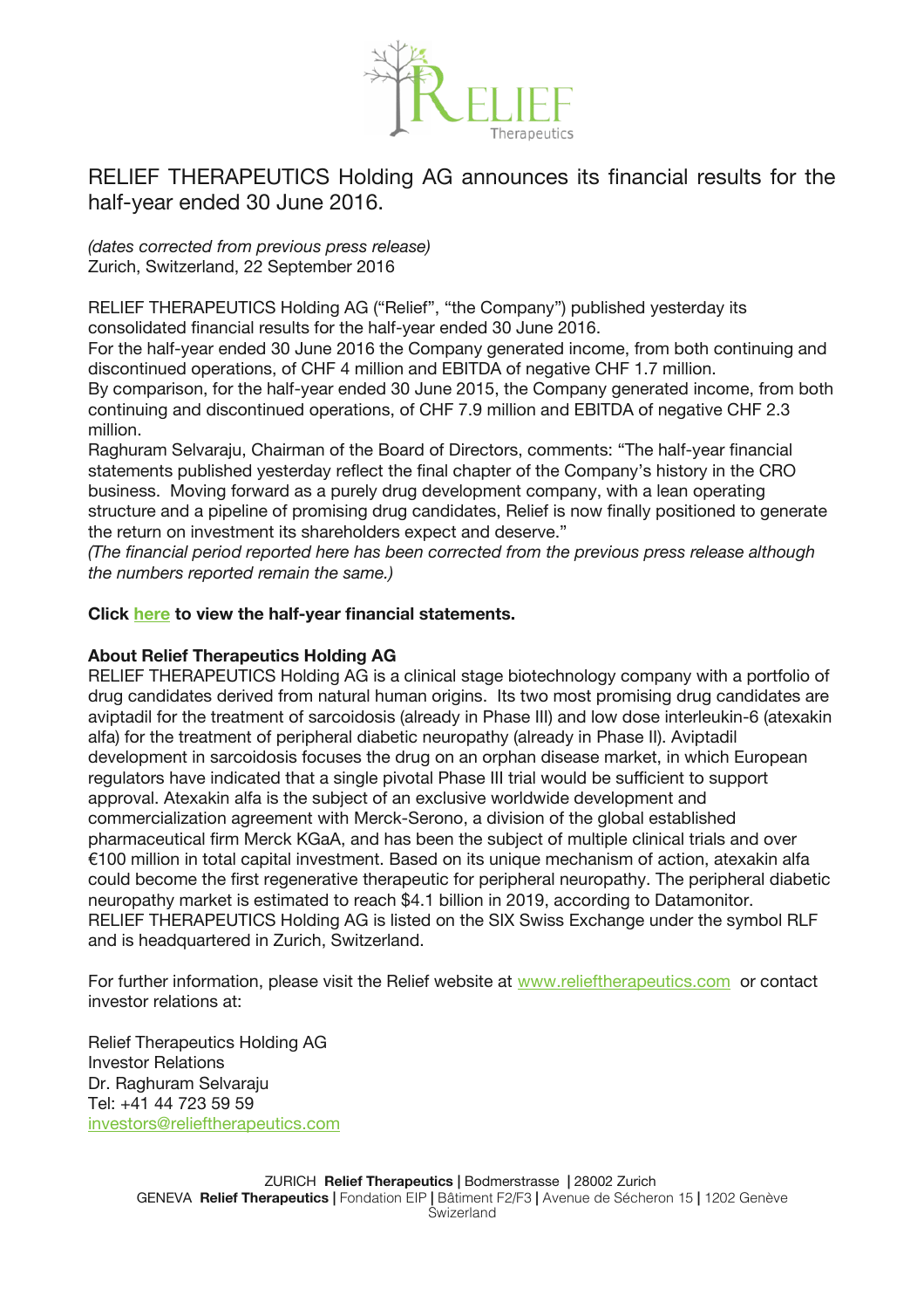# RELIEF THERAPEUTICS Holding AG announces its financial results for the half-year ended 30 June 2016.

*(dates corrected from previous press release)*
Zurich, Switzerland, 22 September 2016

RELIEF THERAPEUTICS Holding AG ("Relief", "the Company") published yesterday its consolidated financial results for the half-year ended 30 June 2016.
For the half-year ended 30 June 2016 the Company generated income, from both continuing and discontinued operations, of CHF 4 million and EBITDA of negative CHF 1.7 million.
By comparison, for the half-year ended 30 June 2015, the Company generated income, from both continuing and discontinued operations, of CHF 7.9 million and EBITDA of negative CHF 2.3 million.
Raghuram Selvaraju, Chairman of the Board of Directors, comments: "The half-year financial statements published yesterday reflect the final chapter of the Company's history in the CRO business. Moving forward as a purely drug development company, with a lean operating structure and a pipeline of promising drug candidates, Relief is now finally positioned to generate the return on investment its shareholders expect and deserve."
*(The financial period reported here has been corrected from the previous press release although the numbers reported remain the same.)*

**Click here to view the half-year financial statements.**

**About Relief Therapeutics Holding AG**
RELIEF THERAPEUTICS Holding AG is a clinical stage biotechnology company with a portfolio of drug candidates derived from natural human origins. Its two most promising drug candidates are aviptadil for the treatment of sarcoidosis (already in Phase III) and low dose interleukin-6 (atexakin alfa) for the treatment of peripheral diabetic neuropathy (already in Phase II). Aviptadil development in sarcoidosis focuses the drug on an orphan disease market, in which European regulators have indicated that a single pivotal Phase III trial would be sufficient to support approval. Atexakin alfa is the subject of an exclusive worldwide development and commercialization agreement with Merck-Serono, a division of the global established pharmaceutical firm Merck KGaA, and has been the subject of multiple clinical trials and over €100 million in total capital investment. Based on its unique mechanism of action, atexakin alfa could become the first regenerative therapeutic for peripheral neuropathy. The peripheral diabetic neuropathy market is estimated to reach $4.1 billion in 2019, according to Datamonitor.
RELIEF THERAPEUTICS Holding AG is listed on the SIX Swiss Exchange under the symbol RLF and is headquartered in Zurich, Switzerland.

For further information, please visit the Relief website at www.relieftherapeutics.com or contact investor relations at:

Relief Therapeutics Holding AG
Investor Relations
Dr. Raghuram Selvaraju
Tel: +41 44 723 59 59
investors@relieftherapeutics.com

ZURICH **Relief Therapeutics** | Bodmerstrasse | 28002 Zurich
GENEVA **Relief Therapeutics** | Fondation EIP | Bâtiment F2/F3 | Avenue de Sécheron 15 | 1202 Genève
Swizerland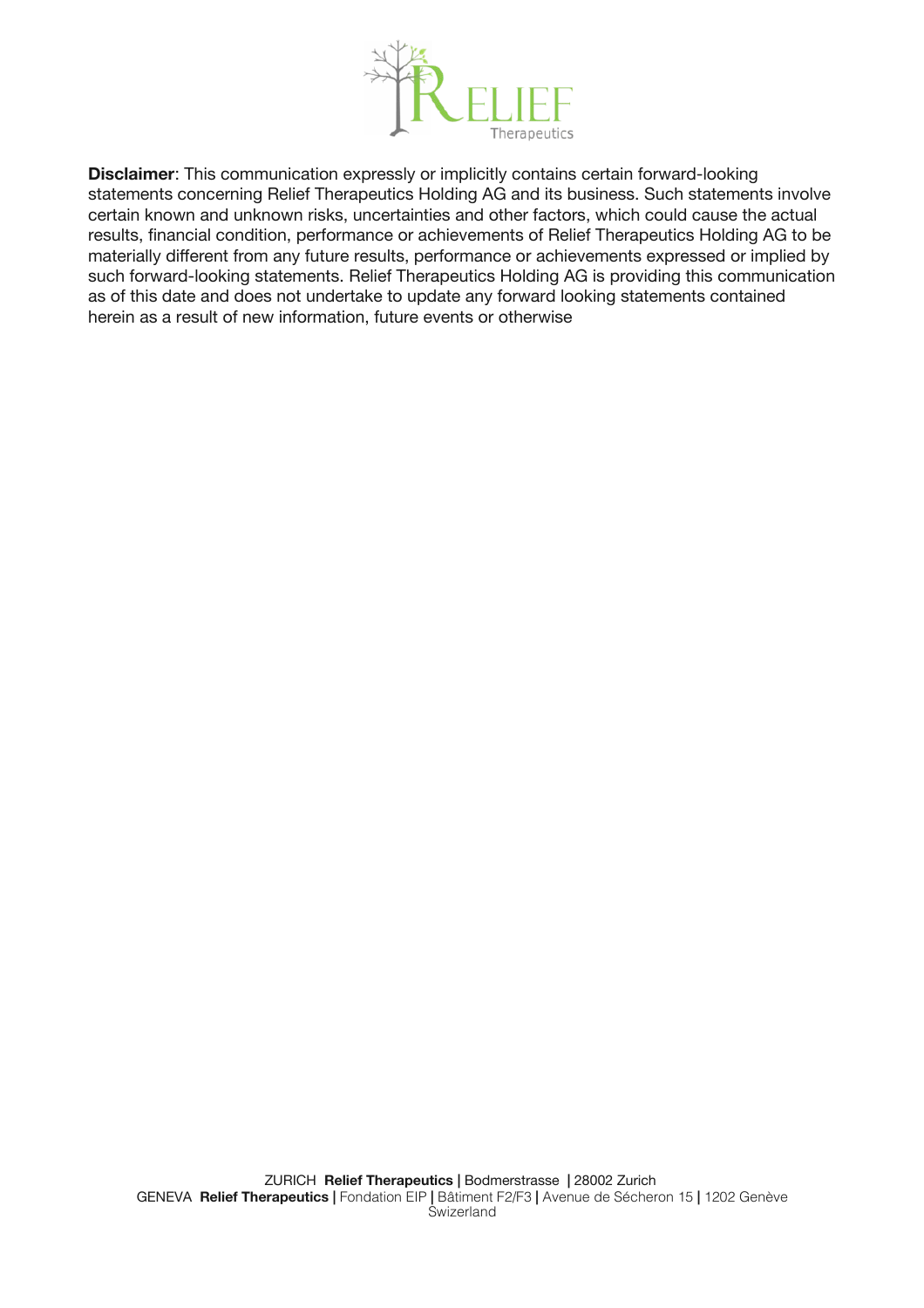**Disclaimer**: This communication expressly or implicitly contains certain forward-looking statements concerning Relief Therapeutics Holding AG and its business. Such statements involve certain known and unknown risks, uncertainties and other factors, which could cause the actual results, financial condition, performance or achievements of Relief Therapeutics Holding AG to be materially different from any future results, performance or achievements expressed or implied by such forward-looking statements. Relief Therapeutics Holding AG is providing this communication as of this date and does not undertake to update any forward looking statements contained herein as a result of new information, future events or otherwise